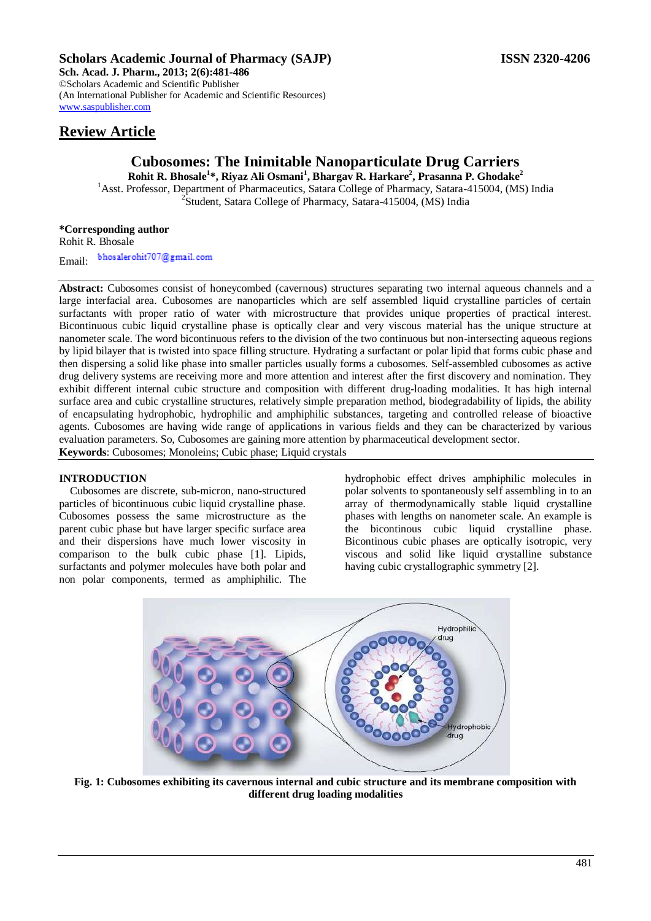**Scholars Academic Journal of Pharmacy (SAJP)** **ISSN 2320-4206**

**Sch. Acad. J. Pharm., 2013; 2(6):481-486**

©Scholars Academic and Scientific Publisher

(An International Publisher for Academic and Scientific Resources)

www.saspublisher.com

## Review Article

# Cubosomes: The Inimitable Nanoparticulate Drug Carriers

**Rohit R. Bhosale[1]*, Riyaz Ali Osmani[1], Bhargav R. Harkare[2], Prasanna P. Ghodake[2]**

[1]Asst. Professor, Department of Pharmaceutics, Satara College of Pharmacy, Satara-415004, (MS) India

[2]Student, Satara College of Pharmacy, Satara-415004, (MS) India

**\*Corresponding author**

Rohit R. Bhosale

Email: bhosalerohit707@gmail.com

**Abstract:** Cubosomes consist of honeycombed (cavernous) structures separating two internal aqueous channels and a large interfacial area. Cubosomes are nanoparticles which are self assembled liquid crystalline particles of certain surfactants with proper ratio of water with microstructure that provides unique properties of practical interest. Bicontinuous cubic liquid crystalline phase is optically clear and very viscous material has the unique structure at nanometer scale. The word bicontinuous refers to the division of the two continuous but non-intersecting aqueous regions by lipid bilayer that is twisted into space filling structure. Hydrating a surfactant or polar lipid that forms cubic phase and then dispersing a solid like phase into smaller particles usually forms a cubosomes. Self-assembled cubosomes as active drug delivery systems are receiving more and more attention and interest after the first discovery and nomination. They exhibit different internal cubic structure and composition with different drug-loading modalities. It has high internal surface area and cubic crystalline structures, relatively simple preparation method, biodegradability of lipids, the ability of encapsulating hydrophobic, hydrophilic and amphiphilic substances, targeting and controlled release of bioactive agents. Cubosomes are having wide range of applications in various fields and they can be characterized by various evaluation parameters. So, Cubosomes are gaining more attention by pharmaceutical development sector.

**Keywords**: Cubosomes; Monoleins; Cubic phase; Liquid crystals

## INTRODUCTION

Cubosomes are discrete, sub-micron, nano-structured particles of bicontinuous cubic liquid crystalline phase. Cubosomes possess the same microstructure as the parent cubic phase but have larger specific surface area and their dispersions have much lower viscosity in comparison to the bulk cubic phase [1]. Lipids, surfactants and polymer molecules have both polar and non polar components, termed as amphiphilic. The hydrophobic effect drives amphiphilic molecules in polar solvents to spontaneously self assembling in to an array of thermodynamically stable liquid crystalline phases with lengths on nanometer scale. An example is the bicontinous cubic liquid crystalline phase. Bicontinous cubic phases are optically isotropic, very viscous and solid like liquid crystalline substance having cubic crystallographic symmetry [2].

**Fig. 1: Cubosomes exhibiting its cavernous internal and cubic structure and its membrane composition with different drug loading modalities**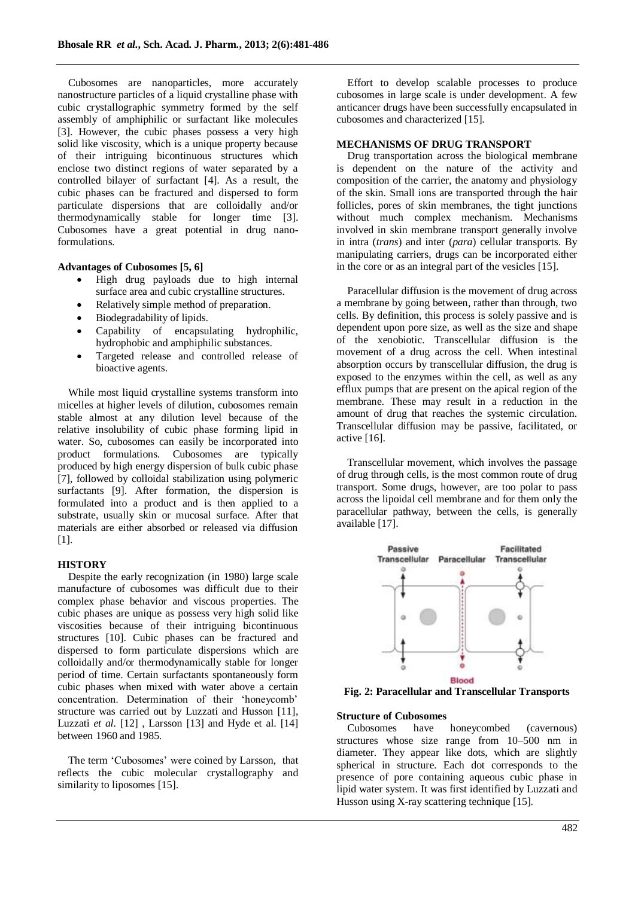Cubosomes are nanoparticles, more accurately nanostructure particles of a liquid crystalline phase with cubic crystallographic symmetry formed by the self assembly of amphiphilic or surfactant like molecules [3]. However, the cubic phases possess a very high solid like viscosity, which is a unique property because of their intriguing bicontinuous structures which enclose two distinct regions of water separated by a controlled bilayer of surfactant [4]. As a result, the cubic phases can be fractured and dispersed to form particulate dispersions that are colloidally and/or thermodynamically stable for longer time [3]. Cubosomes have a great potential in drug nano-formulations.

**Advantages of Cubosomes [5, 6]**

- High drug payloads due to high internal surface area and cubic crystalline structures.
- Relatively simple method of preparation.
- Biodegradability of lipids.
- Capability of encapsulating hydrophilic, hydrophobic and amphiphilic substances.
- Targeted release and controlled release of bioactive agents.

While most liquid crystalline systems transform into micelles at higher levels of dilution, cubosomes remain stable almost at any dilution level because of the relative insolubility of cubic phase forming lipid in water. So, cubosomes can easily be incorporated into product formulations. Cubosomes are typically produced by high energy dispersion of bulk cubic phase [7], followed by colloidal stabilization using polymeric surfactants [9]. After formation, the dispersion is formulated into a product and is then applied to a substrate, usually skin or mucosal surface. After that materials are either absorbed or released via diffusion [1].

## HISTORY

Despite the early recognization (in 1980) large scale manufacture of cubosomes was difficult due to their complex phase behavior and viscous properties. The cubic phases are unique as possess very high solid like viscosities because of their intriguing bicontinuous structures [10]. Cubic phases can be fractured and dispersed to form particulate dispersions which are colloidally and/or thermodynamically stable for longer period of time. Certain surfactants spontaneously form cubic phases when mixed with water above a certain concentration. Determination of their 'honeycomb' structure was carried out by Luzzati and Husson [11], Luzzati *et al.* [12] , Larsson [13] and Hyde et al. [14] between 1960 and 1985.

The term 'Cubosomes' were coined by Larsson, that reflects the cubic molecular crystallography and similarity to liposomes [15].

Effort to develop scalable processes to produce cubosomes in large scale is under development. A few anticancer drugs have been successfully encapsulated in cubosomes and characterized [15].

## MECHANISMS OF DRUG TRANSPORT

Drug transportation across the biological membrane is dependent on the nature of the activity and composition of the carrier, the anatomy and physiology of the skin. Small ions are transported through the hair follicles, pores of skin membranes, the tight junctions without much complex mechanism. Mechanisms involved in skin membrane transport generally involve in intra (*trans*) and inter (*para*) cellular transports. By manipulating carriers, drugs can be incorporated either in the core or as an integral part of the vesicles [15].

Paracellular diffusion is the movement of drug across a membrane by going between, rather than through, two cells. By definition, this process is solely passive and is dependent upon pore size, as well as the size and shape of the xenobiotic. Transcellular diffusion is the movement of a drug across the cell. When intestinal absorption occurs by transcellular diffusion, the drug is exposed to the enzymes within the cell, as well as any efflux pumps that are present on the apical region of the membrane. These may result in a reduction in the amount of drug that reaches the systemic circulation. Transcellular diffusion may be passive, facilitated, or active [16].

Transcellular movement, which involves the passage of drug through cells, is the most common route of drug transport. Some drugs, however, are too polar to pass across the lipoidal cell membrane and for them only the paracellular pathway, between the cells, is generally available [17].

**Fig. 2: Paracellular and Transcellular Transports**

### Structure of Cubosomes

Cubosomes have honeycombed (cavernous) structures whose size range from 10–500 nm in diameter. They appear like dots, which are slightly spherical in structure. Each dot corresponds to the presence of pore containing aqueous cubic phase in lipid water system. It was first identified by Luzzati and Husson using X-ray scattering technique [15].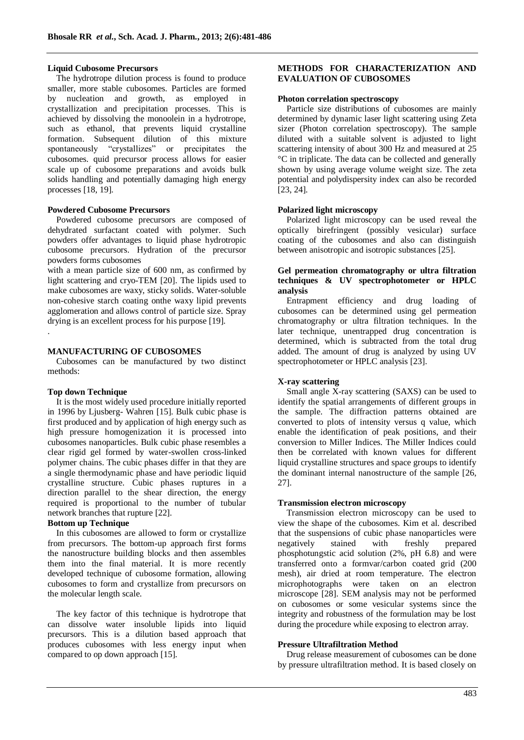### Liquid Cubosome Precursors

The hydrotrope dilution process is found to produce smaller, more stable cubosomes. Particles are formed by nucleation and growth, as employed in crystallization and precipitation processes. This is achieved by dissolving the monoolein in a hydrotrope, such as ethanol, that prevents liquid crystalline formation. Subsequent dilution of this mixture spontaneously "crystallizes" or precipitates the cubosomes. quid precursor process allows for easier scale up of cubosome preparations and avoids bulk solids handling and potentially damaging high energy processes [18, 19].

### Powdered Cubosome Precursors

Powdered cubosome precursors are composed of dehydrated surfactant coated with polymer. Such powders offer advantages to liquid phase hydrotropic cubosome precursors. Hydration of the precursor powders forms cubosomes

with a mean particle size of 600 nm, as confirmed by light scattering and cryo-TEM [20]. The lipids used to make cubosomes are waxy, sticky solids. Water-soluble non-cohesive starch coating onthe waxy lipid prevents agglomeration and allows control of particle size. Spray drying is an excellent process for his purpose [19].

.

## MANUFACTURING OF CUBOSOMES

Cubosomes can be manufactured by two distinct methods:

### Top down Technique

It is the most widely used procedure initially reported in 1996 by Ljusberg- Wahren [15]. Bulk cubic phase is first produced and by application of high energy such as high pressure homogenization it is processed into cubosomes nanoparticles. Bulk cubic phase resembles a clear rigid gel formed by water-swollen cross-linked polymer chains. The cubic phases differ in that they are a single thermodynamic phase and have periodic liquid crystalline structure. Cubic phases ruptures in a direction parallel to the shear direction, the energy required is proportional to the number of tubular network branches that rupture [22].

### Bottom up Technique

In this cubosomes are allowed to form or crystallize from precursors. The bottom-up approach first forms the nanostructure building blocks and then assembles them into the final material. It is more recently developed technique of cubosome formation, allowing cubosomes to form and crystallize from precursors on the molecular length scale.

The key factor of this technique is hydrotrope that can dissolve water insoluble lipids into liquid precursors. This is a dilution based approach that produces cubosomes with less energy input when compared to op down approach [15].

## METHODS FOR CHARACTERIZATION AND EVALUATION OF CUBOSOMES

### Photon correlation spectroscopy

Particle size distributions of cubosomes are mainly determined by dynamic laser light scattering using Zeta sizer (Photon correlation spectroscopy). The sample diluted with a suitable solvent is adjusted to light scattering intensity of about 300 Hz and measured at 25 °C in triplicate. The data can be collected and generally shown by using average volume weight size. The zeta potential and polydispersity index can also be recorded [23, 24].

### Polarized light microscopy

Polarized light microscopy can be used reveal the optically birefringent (possibly vesicular) surface coating of the cubosomes and also can distinguish between anisotropic and isotropic substances [25].

### Gel permeation chromatography or ultra filtration techniques & UV spectrophotometer or HPLC analysis

Entrapment efficiency and drug loading of cubosomes can be determined using gel permeation chromatography or ultra filtration techniques. In the later technique, unentrapped drug concentration is determined, which is subtracted from the total drug added. The amount of drug is analyzed by using UV spectrophotometer or HPLC analysis [23].

### X-ray scattering

Small angle X-ray scattering (SAXS) can be used to identify the spatial arrangements of different groups in the sample. The diffraction patterns obtained are converted to plots of intensity versus q value, which enable the identification of peak positions, and their conversion to Miller Indices. The Miller Indices could then be correlated with known values for different liquid crystalline structures and space groups to identify the dominant internal nanostructure of the sample [26, 27].

### Transmission electron microscopy

Transmission electron microscopy can be used to view the shape of the cubosomes. Kim et al. described that the suspensions of cubic phase nanoparticles were negatively stained with freshly prepared phosphotungstic acid solution (2%, pH 6.8) and were transferred onto a formvar/carbon coated grid (200 mesh), air dried at room temperature. The electron microphotographs were taken on an electron microscope [28]. SEM analysis may not be performed on cubosomes or some vesicular systems since the integrity and robustness of the formulation may be lost during the procedure while exposing to electron array.

### Pressure Ultrafiltration Method

Drug release measurement of cubosomes can be done by pressure ultrafiltration method. It is based closely on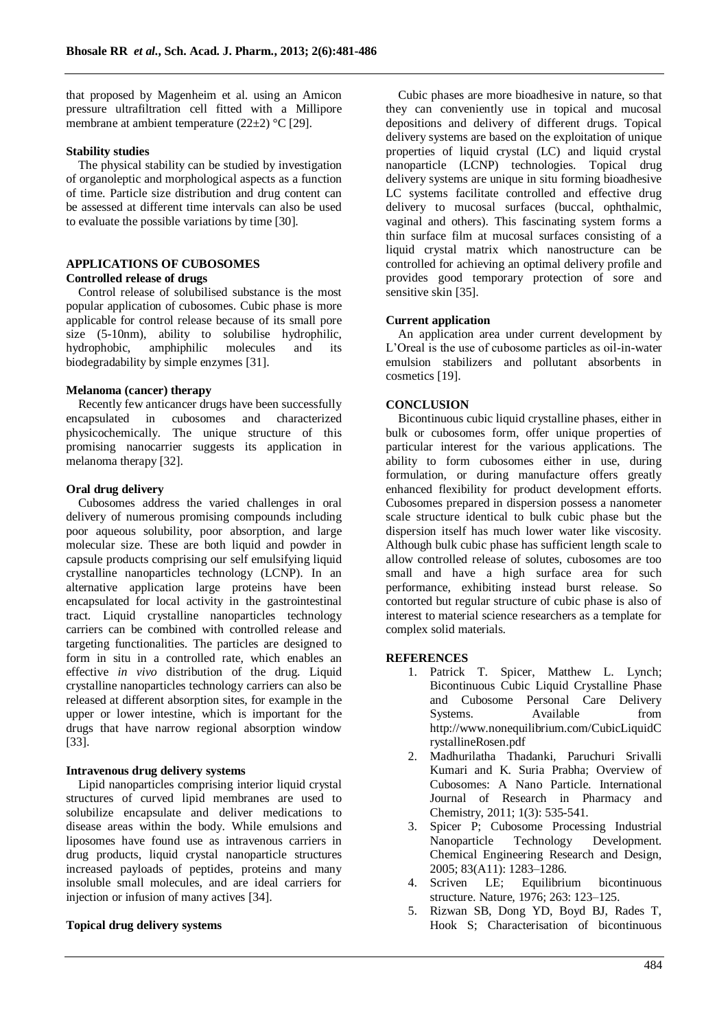that proposed by Magenheim et al. using an Amicon pressure ultrafiltration cell fitted with a Millipore membrane at ambient temperature (22±2) °C [29].

**Stability studies**

The physical stability can be studied by investigation of organoleptic and morphological aspects as a function of time. Particle size distribution and drug content can be assessed at different time intervals can also be used to evaluate the possible variations by time [30].

## APPLICATIONS OF CUBOSOMES

**Controlled release of drugs**

Control release of solubilised substance is the most popular application of cubosomes. Cubic phase is more applicable for control release because of its small pore size (5-10nm), ability to solubilise hydrophilic, hydrophobic, amphiphilic molecules and its biodegradability by simple enzymes [31].

**Melanoma (cancer) therapy**

Recently few anticancer drugs have been successfully encapsulated in cubosomes and characterized physicochemically. The unique structure of this promising nanocarrier suggests its application in melanoma therapy [32].

**Oral drug delivery**

Cubosomes address the varied challenges in oral delivery of numerous promising compounds including poor aqueous solubility, poor absorption, and large molecular size. These are both liquid and powder in capsule products comprising our self emulsifying liquid crystalline nanoparticles technology (LCNP). In an alternative application large proteins have been encapsulated for local activity in the gastrointestinal tract. Liquid crystalline nanoparticles technology carriers can be combined with controlled release and targeting functionalities. The particles are designed to form in situ in a controlled rate, which enables an effective *in vivo* distribution of the drug. Liquid crystalline nanoparticles technology carriers can also be released at different absorption sites, for example in the upper or lower intestine, which is important for the drugs that have narrow regional absorption window [33].

**Intravenous drug delivery systems**

Lipid nanoparticles comprising interior liquid crystal structures of curved lipid membranes are used to solubilize encapsulate and deliver medications to disease areas within the body. While emulsions and liposomes have found use as intravenous carriers in drug products, liquid crystal nanoparticle structures increased payloads of peptides, proteins and many insoluble small molecules, and are ideal carriers for injection or infusion of many actives [34].

**Topical drug delivery systems**

Cubic phases are more bioadhesive in nature, so that they can conveniently use in topical and mucosal depositions and delivery of different drugs. Topical delivery systems are based on the exploitation of unique properties of liquid crystal (LC) and liquid crystal nanoparticle (LCNP) technologies. Topical drug delivery systems are unique in situ forming bioadhesive LC systems facilitate controlled and effective drug delivery to mucosal surfaces (buccal, ophthalmic, vaginal and others). This fascinating system forms a thin surface film at mucosal surfaces consisting of a liquid crystal matrix which nanostructure can be controlled for achieving an optimal delivery profile and provides good temporary protection of sore and sensitive skin [35].

**Current application**

An application area under current development by L'Oreal is the use of cubosome particles as oil-in-water emulsion stabilizers and pollutant absorbents in cosmetics [19].

## CONCLUSION

Bicontinuous cubic liquid crystalline phases, either in bulk or cubosomes form, offer unique properties of particular interest for the various applications. The ability to form cubosomes either in use, during formulation, or during manufacture offers greatly enhanced flexibility for product development efforts. Cubosomes prepared in dispersion possess a nanometer scale structure identical to bulk cubic phase but the dispersion itself has much lower water like viscosity. Although bulk cubic phase has sufficient length scale to allow controlled release of solutes, cubosomes are too small and have a high surface area for such performance, exhibiting instead burst release. So contorted but regular structure of cubic phase is also of interest to material science researchers as a template for complex solid materials.

## REFERENCES

1. Patrick T. Spicer, Matthew L. Lynch; Bicontinuous Cubic Liquid Crystalline Phase and Cubosome Personal Care Delivery Systems. Available from http://www.nonequilibrium.com/CubicLiquidCrystallineRosen.pdf
2. Madhurilatha Thadanki, Paruchuri Srivalli Kumari and K. Suria Prabha; Overview of Cubosomes: A Nano Particle. International Journal of Research in Pharmacy and Chemistry, 2011; 1(3): 535-541.
3. Spicer P; Cubosome Processing Industrial Nanoparticle Technology Development. Chemical Engineering Research and Design, 2005; 83(A11): 1283–1286.
4. Scriven LE; Equilibrium bicontinuous structure. Nature, 1976; 263: 123–125.
5. Rizwan SB, Dong YD, Boyd BJ, Rades T, Hook S; Characterisation of bicontinuous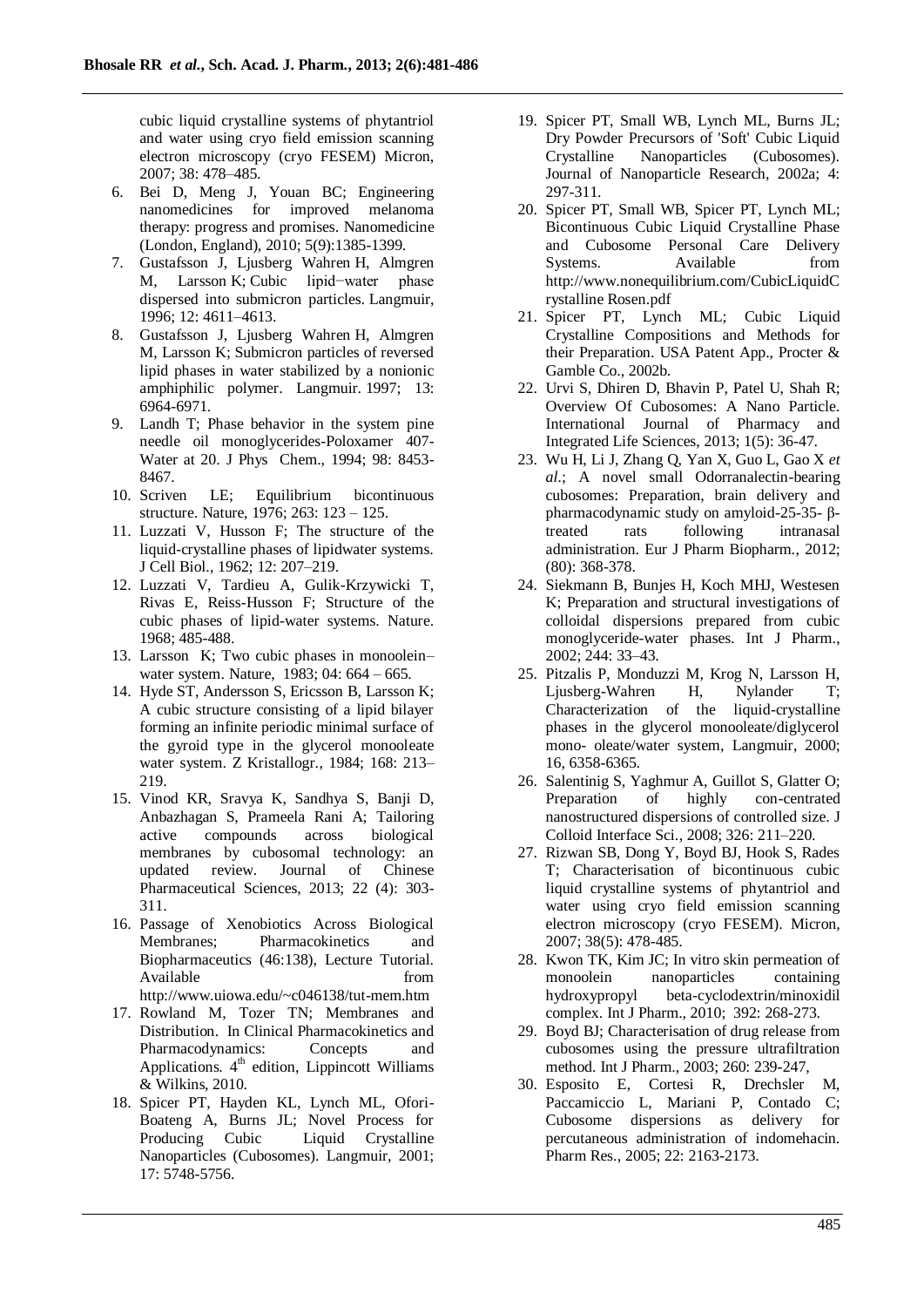cubic liquid crystalline systems of phytantriol and water using cryo field emission scanning electron microscopy (cryo FESEM) Micron, 2007; 38: 478–485.

6. Bei D, Meng J, Youan BC; Engineering nanomedicines for improved melanoma therapy: progress and promises. Nanomedicine (London, England), 2010; 5(9):1385-1399.
7. Gustafsson J, Ljusberg Wahren H, Almgren M, Larsson K; Cubic lipid−water phase dispersed into submicron particles. Langmuir, 1996; 12: 4611–4613.
8. Gustafsson J, Ljusberg Wahren H, Almgren M, Larsson K; Submicron particles of reversed lipid phases in water stabilized by a nonionic amphiphilic polymer. Langmuir. 1997; 13: 6964-6971.
9. Landh T; Phase behavior in the system pine needle oil monoglycerides-Poloxamer 407-Water at 20. J Phys Chem., 1994; 98: 8453-8467.
10. Scriven LE; Equilibrium bicontinuous structure. Nature, 1976; 263: 123 – 125.
11. Luzzati V, Husson F; The structure of the liquid-crystalline phases of lipidwater systems. J Cell Biol., 1962; 12: 207–219.
12. Luzzati V, Tardieu A, Gulik-Krzywicki T, Rivas E, Reiss-Husson F; Structure of the cubic phases of lipid-water systems. Nature. 1968; 485-488.
13. Larsson K; Two cubic phases in monoolein–water system. Nature, 1983; 04: 664 – 665.
14. Hyde ST, Andersson S, Ericsson B, Larsson K; A cubic structure consisting of a lipid bilayer forming an infinite periodic minimal surface of the gyroid type in the glycerol monooleate water system. Z Kristallogr., 1984; 168: 213–219.
15. Vinod KR, Sravya K, Sandhya S, Banji D, Anbazhagan S, Prameela Rani A; Tailoring active compounds across biological membranes by cubosomal technology: an updated review. Journal of Chinese Pharmaceutical Sciences, 2013; 22 (4): 303-311.
16. Passage of Xenobiotics Across Biological Membranes; Pharmacokinetics and Biopharmaceutics (46:138), Lecture Tutorial. Available from http://www.uiowa.edu/~c046138/tut-mem.htm
17. Rowland M, Tozer TN; Membranes and Distribution. In Clinical Pharmacokinetics and Pharmacodynamics: Concepts and Applications. 4th edition, Lippincott Williams & Wilkins, 2010.
18. Spicer PT, Hayden KL, Lynch ML, Ofori-Boateng A, Burns JL; Novel Process for Producing Cubic Liquid Crystalline Nanoparticles (Cubosomes). Langmuir, 2001; 17: 5748-5756.
19. Spicer PT, Small WB, Lynch ML, Burns JL; Dry Powder Precursors of 'Soft' Cubic Liquid Crystalline Nanoparticles (Cubosomes). Journal of Nanoparticle Research, 2002a; 4: 297-311.
20. Spicer PT, Small WB, Spicer PT, Lynch ML; Bicontinuous Cubic Liquid Crystalline Phase and Cubosome Personal Care Delivery Systems. Available from http://www.nonequilibrium.com/CubicLiquidCrystalline Rosen.pdf
21. Spicer PT, Lynch ML; Cubic Liquid Crystalline Compositions and Methods for their Preparation. USA Patent App., Procter & Gamble Co., 2002b.
22. Urvi S, Dhiren D, Bhavin P, Patel U, Shah R; Overview Of Cubosomes: A Nano Particle. International Journal of Pharmacy and Integrated Life Sciences, 2013; 1(5): 36-47.
23. Wu H, Li J, Zhang Q, Yan X, Guo L, Gao X *et al.*; A novel small Odorranalectin-bearing cubosomes: Preparation, brain delivery and pharmacodynamic study on amyloid-25-35- β-treated rats following intranasal administration. Eur J Pharm Biopharm., 2012; (80): 368-378.
24. Siekmann B, Bunjes H, Koch MHJ, Westesen K; Preparation and structural investigations of colloidal dispersions prepared from cubic monoglyceride-water phases. Int J Pharm., 2002; 244: 33–43.
25. Pitzalis P, Monduzzi M, Krog N, Larsson H, Ljusberg-Wahren H, Nylander T; Characterization of the liquid-crystalline phases in the glycerol monooleate/diglycerol mono- oleate/water system, Langmuir, 2000; 16, 6358-6365.
26. Salentinig S, Yaghmur A, Guillot S, Glatter O; Preparation of highly con-centrated nanostructured dispersions of controlled size. J Colloid Interface Sci., 2008; 326: 211–220.
27. Rizwan SB, Dong Y, Boyd BJ, Hook S, Rades T; Characterisation of bicontinuous cubic liquid crystalline systems of phytantriol and water using cryo field emission scanning electron microscopy (cryo FESEM). Micron, 2007; 38(5): 478-485.
28. Kwon TK, Kim JC; In vitro skin permeation of monoolein nanoparticles containing hydroxypropyl beta-cyclodextrin/minoxidil complex. Int J Pharm., 2010; 392: 268-273.
29. Boyd BJ; Characterisation of drug release from cubosomes using the pressure ultrafiltration method. Int J Pharm., 2003; 260: 239-247,
30. Esposito E, Cortesi R, Drechsler M, Paccamiccio L, Mariani P, Contado C; Cubosome dispersions as delivery for percutaneous administration of indomehacin. Pharm Res., 2005; 22: 2163-2173.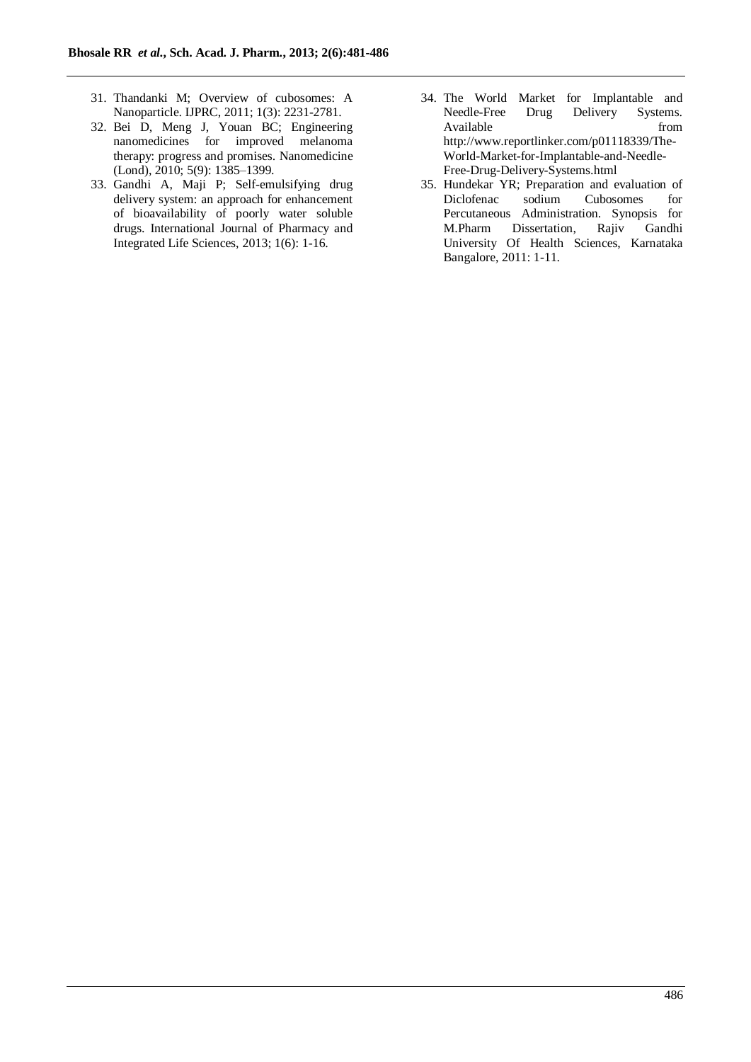31. Thandanki M; Overview of cubosomes: A Nanoparticle. IJPRC, 2011; 1(3): 2231-2781.
32. Bei D, Meng J, Youan BC; Engineering nanomedicines for improved melanoma therapy: progress and promises. Nanomedicine (Lond), 2010; 5(9): 1385–1399.
33. Gandhi A, Maji P; Self-emulsifying drug delivery system: an approach for enhancement of bioavailability of poorly water soluble drugs. International Journal of Pharmacy and Integrated Life Sciences, 2013; 1(6): 1-16.
34. The World Market for Implantable and Needle-Free Drug Delivery Systems. Available from http://www.reportlinker.com/p01118339/The-World-Market-for-Implantable-and-Needle-Free-Drug-Delivery-Systems.html
35. Hundekar YR; Preparation and evaluation of Diclofenac sodium Cubosomes for Percutaneous Administration. Synopsis for M.Pharm Dissertation, Rajiv Gandhi University Of Health Sciences, Karnataka Bangalore, 2011: 1-11.